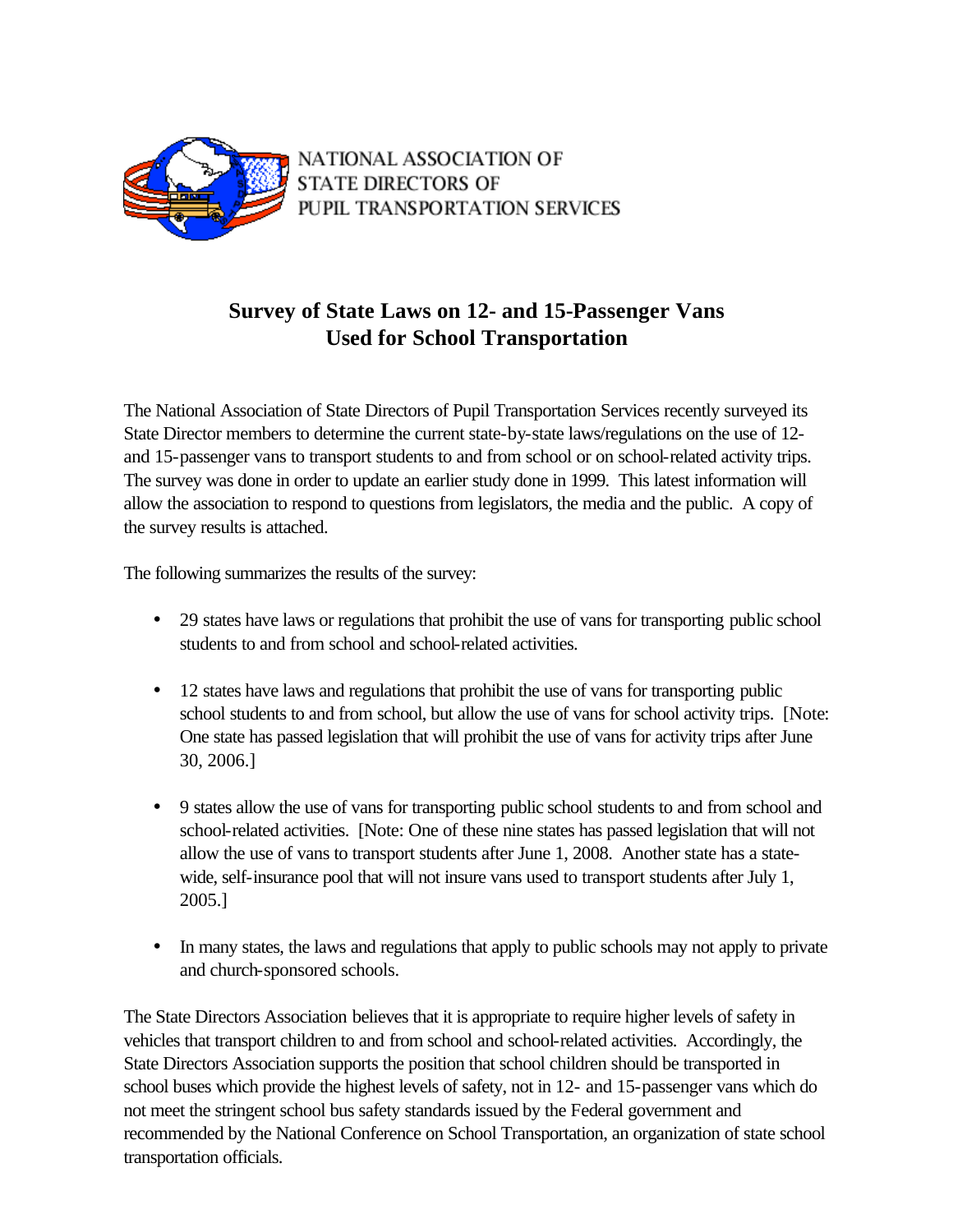NATIONAL ASSOCIATION OF
STATE DIRECTORS OF
PUPIL TRANSPORTATION SERVICES

# Survey of State Laws on 12- and 15-Passenger Vans Used for School Transportation

The National Association of State Directors of Pupil Transportation Services recently surveyed its State Director members to determine the current state-by-state laws/regulations on the use of 12- and 15-passenger vans to transport students to and from school or on school-related activity trips. The survey was done in order to update an earlier study done in 1999. This latest information will allow the association to respond to questions from legislators, the media and the public. A copy of the survey results is attached.

The following summarizes the results of the survey:

- 29 states have laws or regulations that prohibit the use of vans for transporting public school students to and from school and school-related activities.
- 12 states have laws and regulations that prohibit the use of vans for transporting public school students to and from school, but allow the use of vans for school activity trips. [Note: One state has passed legislation that will prohibit the use of vans for activity trips after June 30, 2006.]
- 9 states allow the use of vans for transporting public school students to and from school and school-related activities. [Note: One of these nine states has passed legislation that will not allow the use of vans to transport students after June 1, 2008. Another state has a state-wide, self-insurance pool that will not insure vans used to transport students after July 1, 2005.]
- In many states, the laws and regulations that apply to public schools may not apply to private and church-sponsored schools.

The State Directors Association believes that it is appropriate to require higher levels of safety in vehicles that transport children to and from school and school-related activities. Accordingly, the State Directors Association supports the position that school children should be transported in school buses which provide the highest levels of safety, not in 12- and 15-passenger vans which do not meet the stringent school bus safety standards issued by the Federal government and recommended by the National Conference on School Transportation, an organization of state school transportation officials.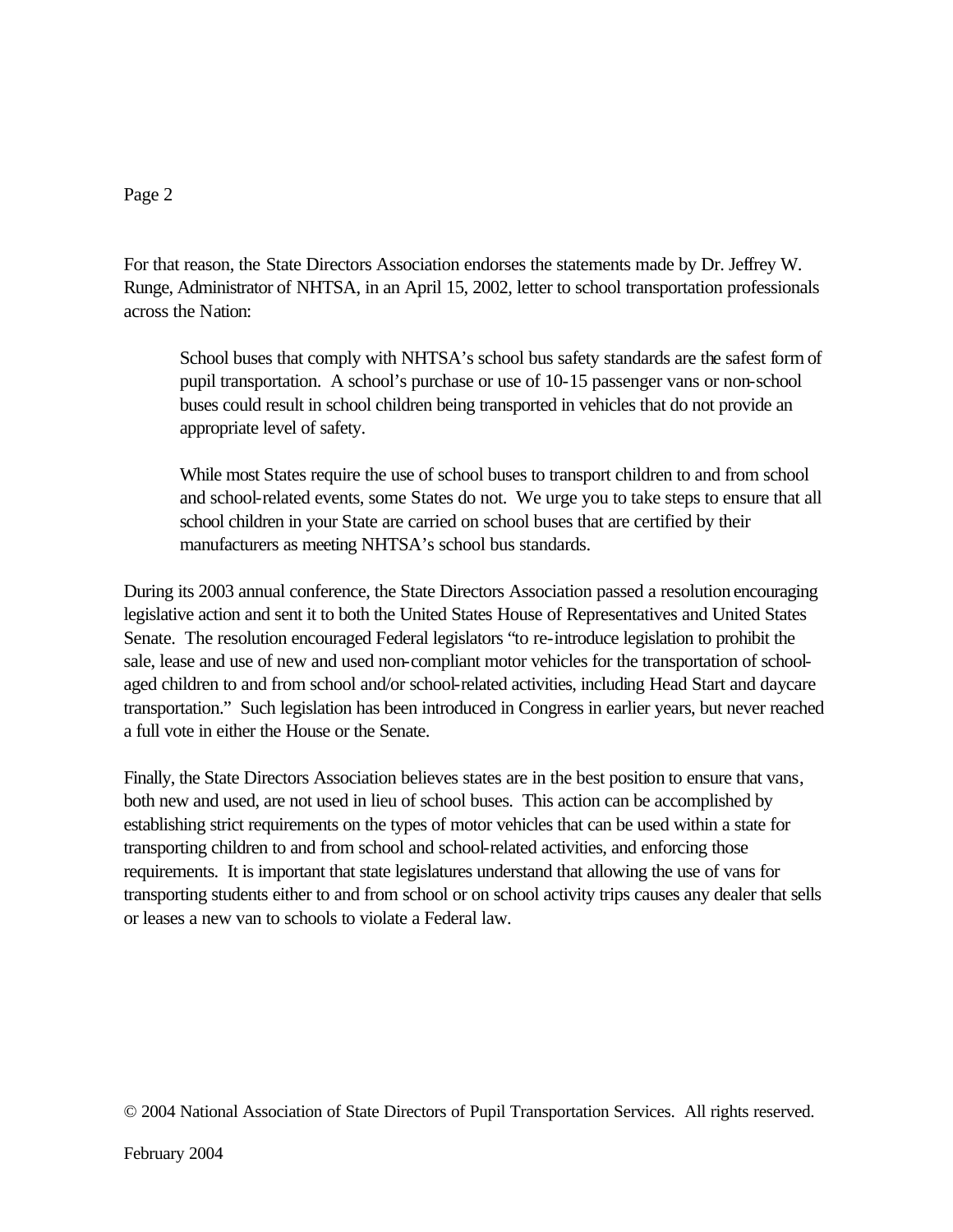For that reason, the State Directors Association endorses the statements made by Dr. Jeffrey W. Runge, Administrator of NHTSA, in an April 15, 2002, letter to school transportation professionals across the Nation:

> School buses that comply with NHTSA's school bus safety standards are the safest form of pupil transportation. A school's purchase or use of 10-15 passenger vans or non-school buses could result in school children being transported in vehicles that do not provide an appropriate level of safety.
>
> While most States require the use of school buses to transport children to and from school and school-related events, some States do not. We urge you to take steps to ensure that all school children in your State are carried on school buses that are certified by their manufacturers as meeting NHTSA's school bus standards.

During its 2003 annual conference, the State Directors Association passed a resolution encouraging legislative action and sent it to both the United States House of Representatives and United States Senate. The resolution encouraged Federal legislators "to re-introduce legislation to prohibit the sale, lease and use of new and used non-compliant motor vehicles for the transportation of school-aged children to and from school and/or school-related activities, including Head Start and daycare transportation." Such legislation has been introduced in Congress in earlier years, but never reached a full vote in either the House or the Senate.

Finally, the State Directors Association believes states are in the best position to ensure that vans, both new and used, are not used in lieu of school buses. This action can be accomplished by establishing strict requirements on the types of motor vehicles that can be used within a state for transporting children to and from school and school-related activities, and enforcing those requirements. It is important that state legislatures understand that allowing the use of vans for transporting students either to and from school or on school activity trips causes any dealer that sells or leases a new van to schools to violate a Federal law.

© 2004 National Association of State Directors of Pupil Transportation Services. All rights reserved.

February 2004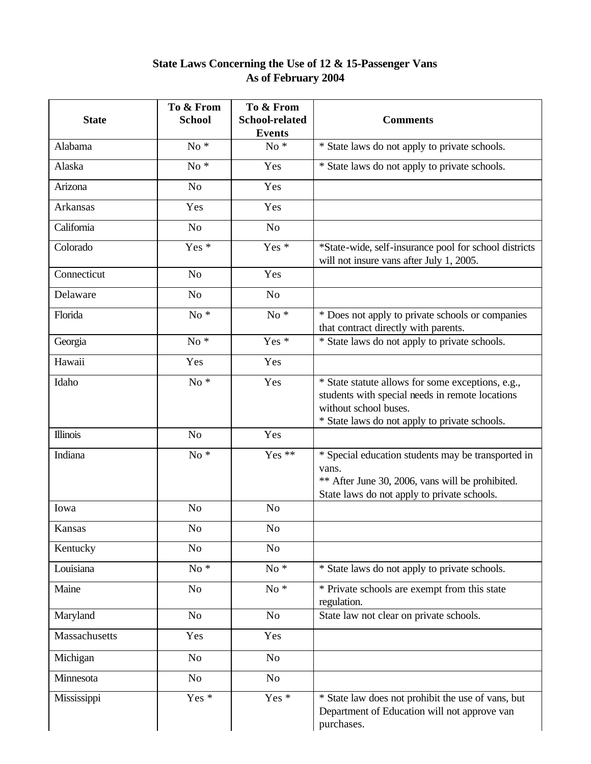**State Laws Concerning the Use of 12 & 15-Passenger Vans**
**As of February 2004**

| State | To & From School | To & From School-related Events | Comments |
|---|---|---|---|
| Alabama | No * | No * | * State laws do not apply to private schools. |
| Alaska | No * | Yes | * State laws do not apply to private schools. |
| Arizona | No | Yes | |
| Arkansas | Yes | Yes | |
| California | No | No | |
| Colorado | Yes * | Yes * | *State-wide, self-insurance pool for school districts will not insure vans after July 1, 2005. |
| Connecticut | No | Yes | |
| Delaware | No | No | |
| Florida | No * | No * | * Does not apply to private schools or companies that contract directly with parents. |
| Georgia | No * | Yes * | * State laws do not apply to private schools. |
| Hawaii | Yes | Yes | |
| Idaho | No * | Yes | * State statute allows for some exceptions, e.g., students with special needs in remote locations without school buses.<br>* State laws do not apply to private schools. |
| Illinois | No | Yes | |
| Indiana | No * | Yes ** | * Special education students may be transported in vans.<br>** After June 30, 2006, vans will be prohibited. State laws do not apply to private schools. |
| Iowa | No | No | |
| Kansas | No | No | |
| Kentucky | No | No | |
| Louisiana | No * | No * | * State laws do not apply to private schools. |
| Maine | No | No * | * Private schools are exempt from this state regulation. |
| Maryland | No | No | State law not clear on private schools. |
| Massachusetts | Yes | Yes | |
| Michigan | No | No | |
| Minnesota | No | No | |
| Mississippi | Yes * | Yes * | * State law does not prohibit the use of vans, but Department of Education will not approve van purchases. |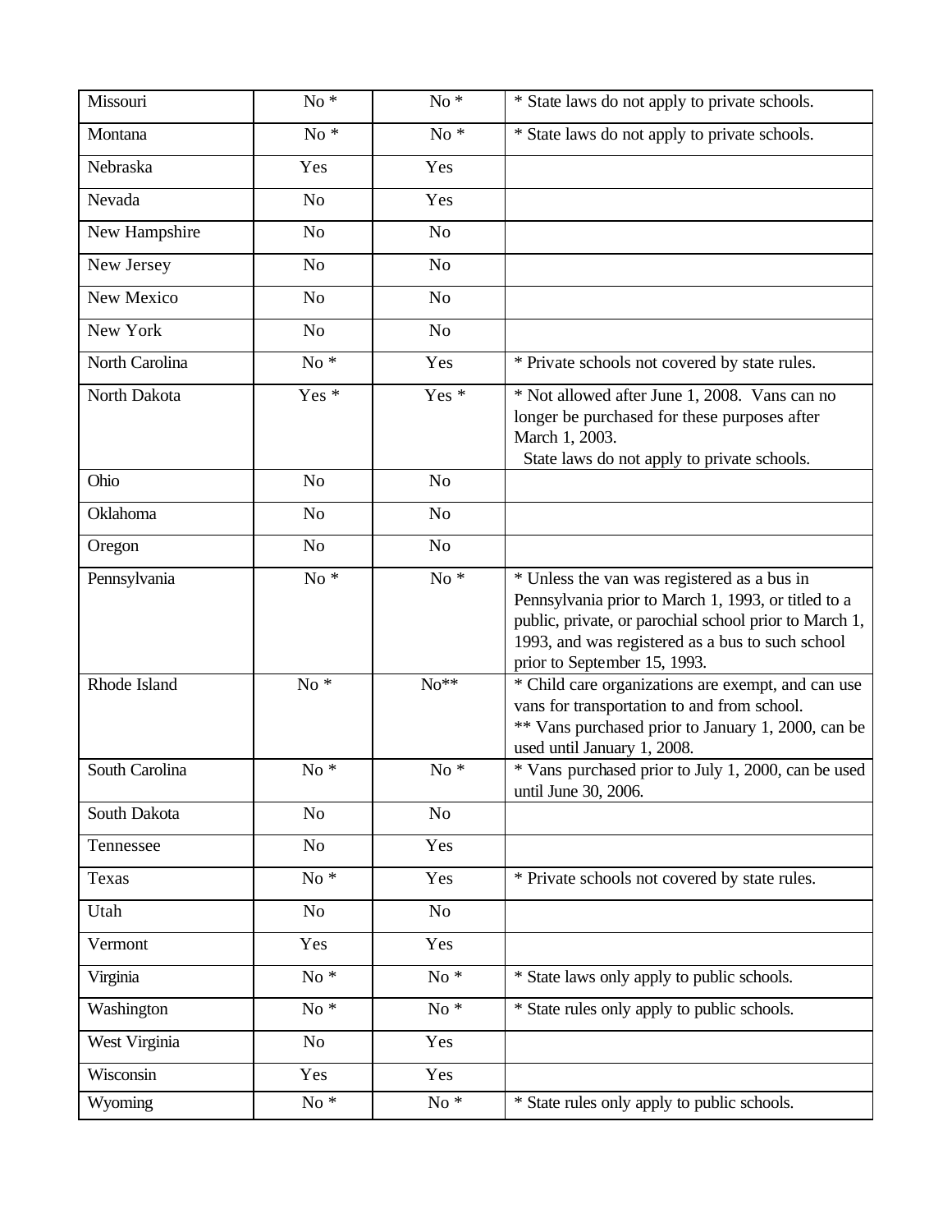| | | | |
|---|---|---|---|
| Missouri | No * | No * | * State laws do not apply to private schools. |
| Montana | No * | No * | * State laws do not apply to private schools. |
| Nebraska | Yes | Yes | |
| Nevada | No | Yes | |
| New Hampshire | No | No | |
| New Jersey | No | No | |
| New Mexico | No | No | |
| New York | No | No | |
| North Carolina | No * | Yes | * Private schools not covered by state rules. |
| North Dakota | Yes * | Yes * | * Not allowed after June 1, 2008. Vans can no longer be purchased for these purposes after March 1, 2003. State laws do not apply to private schools. |
| Ohio | No | No | |
| Oklahoma | No | No | |
| Oregon | No | No | |
| Pennsylvania | No * | No * | * Unless the van was registered as a bus in Pennsylvania prior to March 1, 1993, or titled to a public, private, or parochial school prior to March 1, 1993, and was registered as a bus to such school prior to September 15, 1993. |
| Rhode Island | No * | No** | * Child care organizations are exempt, and can use vans for transportation to and from school. ** Vans purchased prior to January 1, 2000, can be used until January 1, 2008. |
| South Carolina | No * | No * | * Vans purchased prior to July 1, 2000, can be used until June 30, 2006. |
| South Dakota | No | No | |
| Tennessee | No | Yes | |
| Texas | No * | Yes | * Private schools not covered by state rules. |
| Utah | No | No | |
| Vermont | Yes | Yes | |
| Virginia | No * | No * | * State laws only apply to public schools. |
| Washington | No * | No * | * State rules only apply to public schools. |
| West Virginia | No | Yes | |
| Wisconsin | Yes | Yes | |
| Wyoming | No * | No * | * State rules only apply to public schools. |